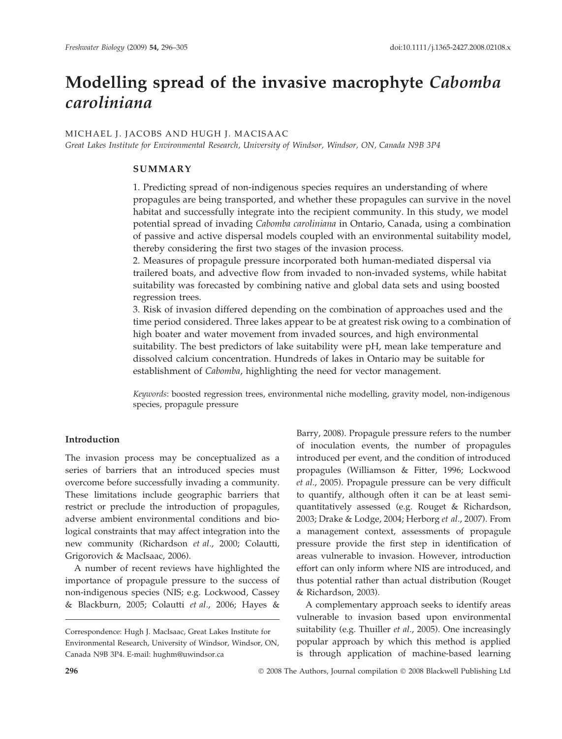# Modelling spread of the invasive macrophyte *Cabomba caroliniana*

MICHAEL J. JACOBS AND HUGH J. MACISAAC

*Great Lakes Institute for Environmental Research, University of Windsor, Windsor, ON, Canada N9B 3P4*

## SUMMARY

1. Predicting spread of non-indigenous species requires an understanding of where propagules are being transported, and whether these propagules can survive in the novel habitat and successfully integrate into the recipient community. In this study, we model potential spread of invading *Cabomba caroliniana* in Ontario, Canada, using a combination of passive and active dispersal models coupled with an environmental suitability model, thereby considering the first two stages of the invasion process.
2. Measures of propagule pressure incorporated both human-mediated dispersal via trailered boats, and advective flow from invaded to non-invaded systems, while habitat suitability was forecasted by combining native and global data sets and using boosted regression trees.
3. Risk of invasion differed depending on the combination of approaches used and the time period considered. Three lakes appear to be at greatest risk owing to a combination of high boater and water movement from invaded sources, and high environmental suitability. The best predictors of lake suitability were pH, mean lake temperature and dissolved calcium concentration. Hundreds of lakes in Ontario may be suitable for establishment of *Cabomba*, highlighting the need for vector management.

*Keywords*: boosted regression trees, environmental niche modelling, gravity model, non-indigenous species, propagule pressure

## Introduction

The invasion process may be conceptualized as a series of barriers that an introduced species must overcome before successfully invading a community. These limitations include geographic barriers that restrict or preclude the introduction of propagules, adverse ambient environmental conditions and biological constraints that may affect integration into the new community (Richardson *et al*., 2000; Colautti, Grigorovich & MacIsaac, 2006).

A number of recent reviews have highlighted the importance of propagule pressure to the success of non-indigenous species (NIS; e.g. Lockwood, Cassey & Blackburn, 2005; Colautti *et al*., 2006; Hayes & Barry, 2008). Propagule pressure refers to the number of inoculation events, the number of propagules introduced per event, and the condition of introduced propagules (Williamson & Fitter, 1996; Lockwood *et al*., 2005). Propagule pressure can be very difficult to quantify, although often it can be at least semi-quantitatively assessed (e.g. Rouget & Richardson, 2003; Drake & Lodge, 2004; Herborg *et al*., 2007). From a management context, assessments of propagule pressure provide the first step in identification of areas vulnerable to invasion. However, introduction effort can only inform where NIS are introduced, and thus potential rather than actual distribution (Rouget & Richardson, 2003).

A complementary approach seeks to identify areas vulnerable to invasion based upon environmental suitability (e.g. Thuiller *et al*., 2005). One increasingly popular approach by which this method is applied is through application of machine-based learning

Correspondence: Hugh J. MacIsaac, Great Lakes Institute for Environmental Research, University of Windsor, Windsor, ON, Canada N9B 3P4. E-mail: hughm@uwindsor.ca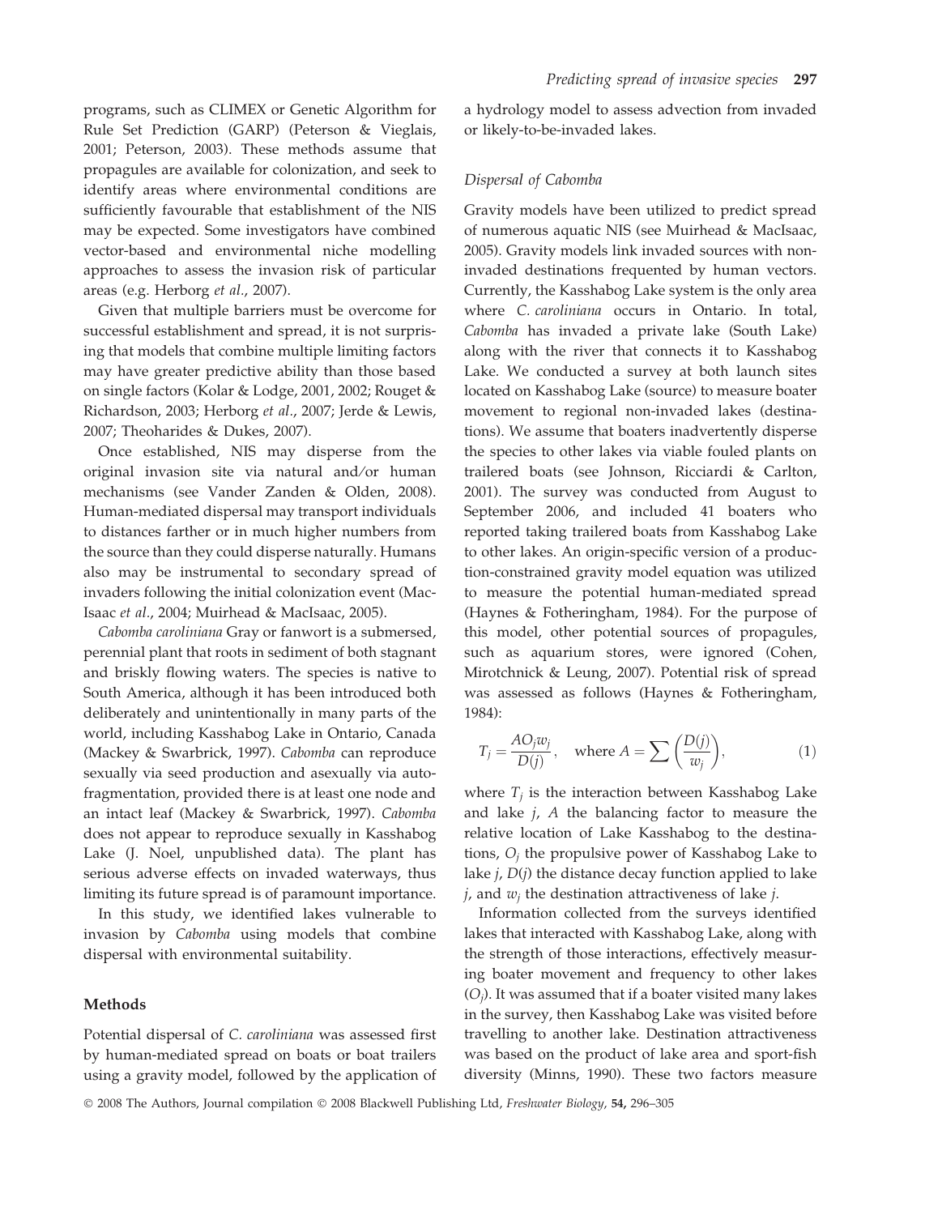programs, such as CLIMEX or Genetic Algorithm for Rule Set Prediction (GARP) (Peterson & Vieglais, 2001; Peterson, 2003). These methods assume that propagules are available for colonization, and seek to identify areas where environmental conditions are sufficiently favourable that establishment of the NIS may be expected. Some investigators have combined vector-based and environmental niche modelling approaches to assess the invasion risk of particular areas (e.g. Herborg *et al*., 2007).

Given that multiple barriers must be overcome for successful establishment and spread, it is not surprising that models that combine multiple limiting factors may have greater predictive ability than those based on single factors (Kolar & Lodge, 2001, 2002; Rouget & Richardson, 2003; Herborg *et al*., 2007; Jerde & Lewis, 2007; Theoharides & Dukes, 2007).

Once established, NIS may disperse from the original invasion site via natural and/or human mechanisms (see Vander Zanden & Olden, 2008). Human-mediated dispersal may transport individuals to distances farther or in much higher numbers from the source than they could disperse naturally. Humans also may be instrumental to secondary spread of invaders following the initial colonization event (MacIsaac *et al*., 2004; Muirhead & MacIsaac, 2005).

*Cabomba caroliniana* Gray or fanwort is a submersed, perennial plant that roots in sediment of both stagnant and briskly flowing waters. The species is native to South America, although it has been introduced both deliberately and unintentionally in many parts of the world, including Kasshabog Lake in Ontario, Canada (Mackey & Swarbrick, 1997). *Cabomba* can reproduce sexually via seed production and asexually via autofragmentation, provided there is at least one node and an intact leaf (Mackey & Swarbrick, 1997). *Cabomba* does not appear to reproduce sexually in Kasshabog Lake (J. Noel, unpublished data). The plant has serious adverse effects on invaded waterways, thus limiting its future spread is of paramount importance.

In this study, we identified lakes vulnerable to invasion by *Cabomba* using models that combine dispersal with environmental suitability.

## Methods

Potential dispersal of *C. caroliniana* was assessed first by human-mediated spread on boats or boat trailers using a gravity model, followed by the application of a hydrology model to assess advection from invaded or likely-to-be-invaded lakes.

### *Dispersal of Cabomba*

Gravity models have been utilized to predict spread of numerous aquatic NIS (see Muirhead & MacIsaac, 2005). Gravity models link invaded sources with non-invaded destinations frequented by human vectors. Currently, the Kasshabog Lake system is the only area where *C. caroliniana* occurs in Ontario. In total, *Cabomba* has invaded a private lake (South Lake) along with the river that connects it to Kasshabog Lake. We conducted a survey at both launch sites located on Kasshabog Lake (source) to measure boater movement to regional non-invaded lakes (destinations). We assume that boaters inadvertently disperse the species to other lakes via viable fouled plants on trailered boats (see Johnson, Ricciardi & Carlton, 2001). The survey was conducted from August to September 2006, and included 41 boaters who reported taking trailered boats from Kasshabog Lake to other lakes. An origin-specific version of a production-constrained gravity model equation was utilized to measure the potential human-mediated spread (Haynes & Fotheringham, 1984). For the purpose of this model, other potential sources of propagules, such as aquarium stores, were ignored (Cohen, Mirotchnick & Leung, 2007). Potential risk of spread was assessed as follows (Haynes & Fotheringham, 1984):

$$T_j = \frac{AO_j w_j}{D(j)}, \quad \text{where } A = \sum \left( \frac{D(j)}{w_j} \right), \tag{1}$$

where $T_j$ is the interaction between Kasshabog Lake and lake $j$, $A$ the balancing factor to measure the relative location of Lake Kasshabog to the destinations, $O_j$ the propulsive power of Kasshabog Lake to lake $j$, $D(j)$ the distance decay function applied to lake $j$, and $w_j$ the destination attractiveness of lake $j$.

Information collected from the surveys identified lakes that interacted with Kasshabog Lake, along with the strength of those interactions, effectively measuring boater movement and frequency to other lakes ($O_j$). It was assumed that if a boater visited many lakes in the survey, then Kasshabog Lake was visited before travelling to another lake. Destination attractiveness was based on the product of lake area and sport-fish diversity (Minns, 1990). These two factors measure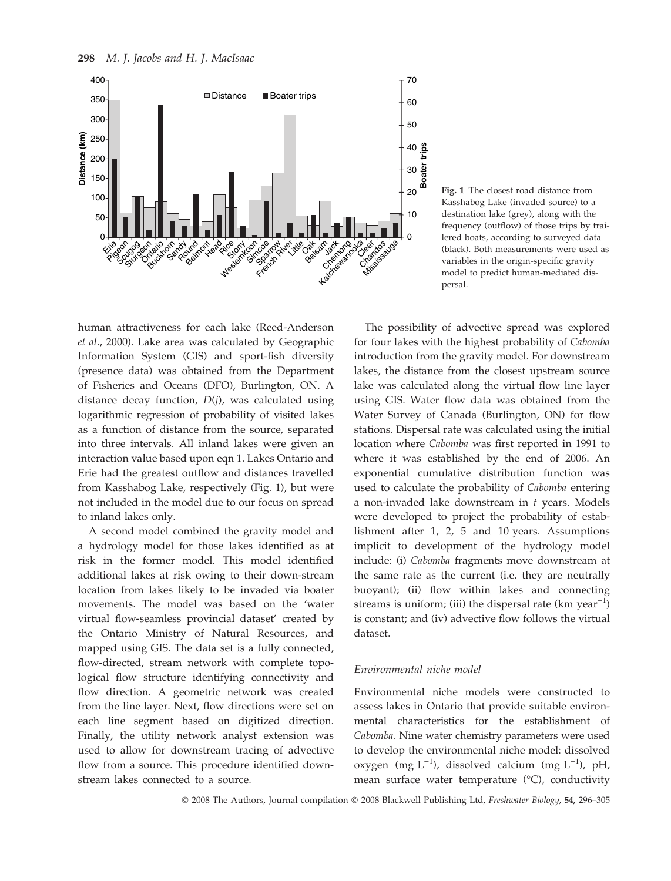400
350
300
250
200
150
100
50
0

Distance (km)

70
60
50
40
30
20
10
0

Boater trips

Distance
Boater trips

Erie, Pigeon, Scugog, Sturgeon, Ontario, Buckhorn, Sandy, Round, Belmont, Head, Rice, Stony, Weslemkoon, Simcoe, Sparrow, French River, Little, Oak, Balsam, Jack, Chemong, Katchewanooka, Clear, Chandos, Mississauga

**Fig. 1** The closest road distance from Kasshabog Lake (invaded source) to a destination lake (grey), along with the frequency (outflow) of those trips by trailered boats, according to surveyed data (black). Both measurements were used as variables in the origin-specific gravity model to predict human-mediated dispersal.

human attractiveness for each lake (Reed-Anderson *et al.*, 2000). Lake area was calculated by Geographic Information System (GIS) and sport-fish diversity (presence data) was obtained from the Department of Fisheries and Oceans (DFO), Burlington, ON. A distance decay function, $D(j)$, was calculated using logarithmic regression of probability of visited lakes as a function of distance from the source, separated into three intervals. All inland lakes were given an interaction value based upon eqn 1. Lakes Ontario and Erie had the greatest outflow and distances travelled from Kasshabog Lake, respectively (Fig. 1), but were not included in the model due to our focus on spread to inland lakes only.

A second model combined the gravity model and a hydrology model for those lakes identified as at risk in the former model. This model identified additional lakes at risk owing to their down-stream location from lakes likely to be invaded via boater movements. The model was based on the 'water virtual flow-seamless provincial dataset' created by the Ontario Ministry of Natural Resources, and mapped using GIS. The data set is a fully connected, flow-directed, stream network with complete topological flow structure identifying connectivity and flow direction. A geometric network was created from the line layer. Next, flow directions were set on each line segment based on digitized direction. Finally, the utility network analyst extension was used to allow for downstream tracing of advective flow from a source. This procedure identified downstream lakes connected to a source.

The possibility of advective spread was explored for four lakes with the highest probability of *Cabomba* introduction from the gravity model. For downstream lakes, the distance from the closest upstream source lake was calculated along the virtual flow line layer using GIS. Water flow data was obtained from the Water Survey of Canada (Burlington, ON) for flow stations. Dispersal rate was calculated using the initial location where *Cabomba* was first reported in 1991 to where it was established by the end of 2006. An exponential cumulative distribution function was used to calculate the probability of *Cabomba* entering a non-invaded lake downstream in $t$ years. Models were developed to project the probability of establishment after 1, 2, 5 and 10 years. Assumptions implicit to development of the hydrology model include: (i) *Cabomba* fragments move downstream at the same rate as the current (i.e. they are neutrally buoyant); (ii) flow within lakes and connecting streams is uniform; (iii) the dispersal rate (km year$^{-1}$) is constant; and (iv) advective flow follows the virtual dataset.

### *Environmental niche model*

Environmental niche models were constructed to assess lakes in Ontario that provide suitable environmental characteristics for the establishment of *Cabomba*. Nine water chemistry parameters were used to develop the environmental niche model: dissolved oxygen (mg L$^{-1}$), dissolved calcium (mg L$^{-1}$), pH, mean surface water temperature (°C), conductivity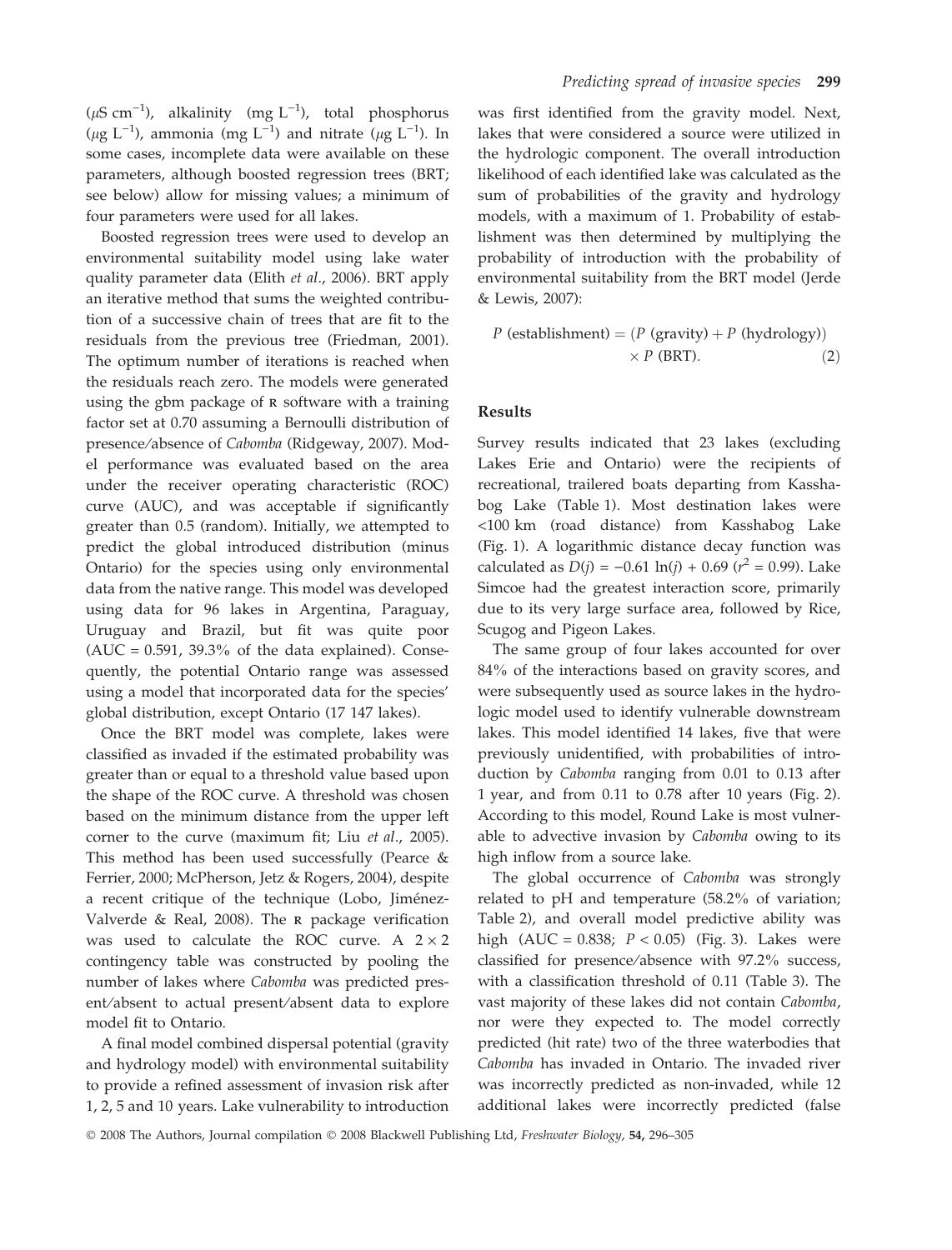($\mu$S cm$^{-1}$), alkalinity (mg L$^{-1}$), total phosphorus ($\mu$g L$^{-1}$), ammonia (mg L$^{-1}$) and nitrate ($\mu$g L$^{-1}$). In some cases, incomplete data were available on these parameters, although boosted regression trees (BRT; see below) allow for missing values; a minimum of four parameters were used for all lakes.

Boosted regression trees were used to develop an environmental suitability model using lake water quality parameter data (Elith *et al.*, 2006). BRT apply an iterative method that sums the weighted contribution of a successive chain of trees that are fit to the residuals from the previous tree (Friedman, 2001). The optimum number of iterations is reached when the residuals reach zero. The models were generated using the gbm package of R software with a training factor set at 0.70 assuming a Bernoulli distribution of presence/absence of *Cabomba* (Ridgeway, 2007). Model performance was evaluated based on the area under the receiver operating characteristic (ROC) curve (AUC), and was acceptable if significantly greater than 0.5 (random). Initially, we attempted to predict the global introduced distribution (minus Ontario) for the species using only environmental data from the native range. This model was developed using data for 96 lakes in Argentina, Paraguay, Uruguay and Brazil, but fit was quite poor (AUC = 0.591, 39.3% of the data explained). Consequently, the potential Ontario range was assessed using a model that incorporated data for the species' global distribution, except Ontario (17 147 lakes).

Once the BRT model was complete, lakes were classified as invaded if the estimated probability was greater than or equal to a threshold value based upon the shape of the ROC curve. A threshold was chosen based on the minimum distance from the upper left corner to the curve (maximum fit; Liu *et al.*, 2005). This method has been used successfully (Pearce & Ferrier, 2000; McPherson, Jetz & Rogers, 2004), despite a recent critique of the technique (Lobo, Jiménez-Valverde & Real, 2008). The R package verification was used to calculate the ROC curve. A $2 \times 2$ contingency table was constructed by pooling the number of lakes where *Cabomba* was predicted present/absent to actual present/absent data to explore model fit to Ontario.

A final model combined dispersal potential (gravity and hydrology model) with environmental suitability to provide a refined assessment of invasion risk after 1, 2, 5 and 10 years. Lake vulnerability to introduction was first identified from the gravity model. Next, lakes that were considered a source were utilized in the hydrologic component. The overall introduction likelihood of each identified lake was calculated as the sum of probabilities of the gravity and hydrology models, with a maximum of 1. Probability of establishment was then determined by multiplying the probability of introduction with the probability of environmental suitability from the BRT model (Jerde & Lewis, 2007):

$$P\ (\text{establishment}) = (P\ (\text{gravity}) + P\ (\text{hydrology})) \times P\ (\text{BRT}). \qquad (2)$$

## Results

Survey results indicated that 23 lakes (excluding Lakes Erie and Ontario) were the recipients of recreational, trailered boats departing from Kasshabog Lake (Table 1). Most destination lakes were <100 km (road distance) from Kasshabog Lake (Fig. 1). A logarithmic distance decay function was calculated as $D(j) = -0.61 \ln(j) + 0.69$ ($r^2 = 0.99$). Lake Simcoe had the greatest interaction score, primarily due to its very large surface area, followed by Rice, Scugog and Pigeon Lakes.

The same group of four lakes accounted for over 84% of the interactions based on gravity scores, and were subsequently used as source lakes in the hydrologic model used to identify vulnerable downstream lakes. This model identified 14 lakes, five that were previously unidentified, with probabilities of introduction by *Cabomba* ranging from 0.01 to 0.13 after 1 year, and from 0.11 to 0.78 after 10 years (Fig. 2). According to this model, Round Lake is most vulnerable to advective invasion by *Cabomba* owing to its high inflow from a source lake.

The global occurrence of *Cabomba* was strongly related to pH and temperature (58.2% of variation; Table 2), and overall model predictive ability was high (AUC = 0.838; $P < 0.05$) (Fig. 3). Lakes were classified for presence/absence with 97.2% success, with a classification threshold of 0.11 (Table 3). The vast majority of these lakes did not contain *Cabomba*, nor were they expected to. The model correctly predicted (hit rate) two of the three waterbodies that *Cabomba* has invaded in Ontario. The invaded river was incorrectly predicted as non-invaded, while 12 additional lakes were incorrectly predicted (false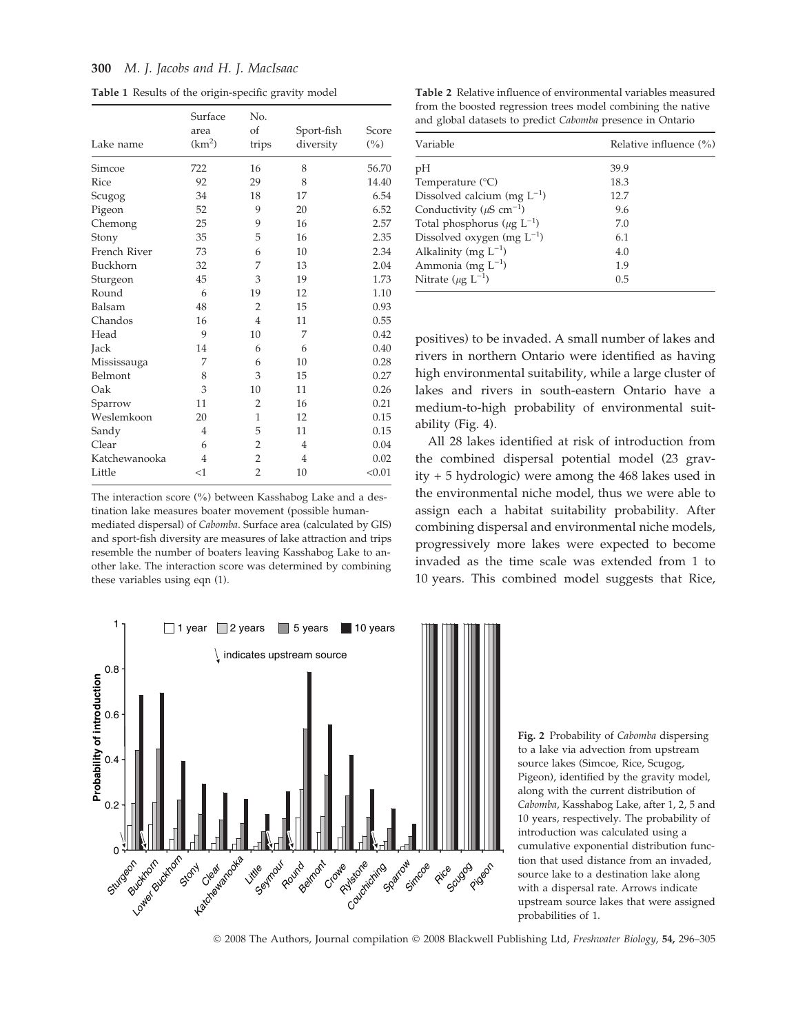**Table 1** Results of the origin-specific gravity model

| Lake name | Surface area ($km^2$) | No. of trips | Sport-fish diversity | Score (%) |
|---|---|---|---|---|
| Simcoe | 722 | 16 | 8 | 56.70 |
| Rice | 92 | 29 | 8 | 14.40 |
| Scugog | 34 | 18 | 17 | 6.54 |
| Pigeon | 52 | 9 | 20 | 6.52 |
| Chemong | 25 | 9 | 16 | 2.57 |
| Stony | 35 | 5 | 16 | 2.35 |
| French River | 73 | 6 | 10 | 2.34 |
| Buckhorn | 32 | 7 | 13 | 2.04 |
| Sturgeon | 45 | 3 | 19 | 1.73 |
| Round | 6 | 19 | 12 | 1.10 |
| Balsam | 48 | 2 | 15 | 0.93 |
| Chandos | 16 | 4 | 11 | 0.55 |
| Head | 9 | 10 | 7 | 0.42 |
| Jack | 14 | 6 | 6 | 0.40 |
| Mississauga | 7 | 6 | 10 | 0.28 |
| Belmont | 8 | 3 | 15 | 0.27 |
| Oak | 3 | 10 | 11 | 0.26 |
| Sparrow | 11 | 2 | 16 | 0.21 |
| Weslemkoon | 20 | 1 | 12 | 0.15 |
| Sandy | 4 | 5 | 11 | 0.15 |
| Clear | 6 | 2 | 4 | 0.04 |
| Katchewanooka | 4 | 2 | 4 | 0.02 |
| Little | <1 | 2 | 10 | <0.01 |

The interaction score (%) between Kasshabog Lake and a destination lake measures boater movement (possible human-mediated dispersal) of *Cabomba*. Surface area (calculated by GIS) and sport-fish diversity are measures of lake attraction and trips resemble the number of boaters leaving Kasshabog Lake to another lake. The interaction score was determined by combining these variables using eqn (1).

**Table 2** Relative influence of environmental variables measured from the boosted regression trees model combining the native and global datasets to predict *Cabomba* presence in Ontario

| Variable | Relative influence (%) |
|---|---|
| pH | 39.9 |
| Temperature (°C) | 18.3 |
| Dissolved calcium (mg $L^{-1}$) | 12.7 |
| Conductivity ($\mu S\ cm^{-1}$) | 9.6 |
| Total phosphorus ($\mu g\ L^{-1}$) | 7.0 |
| Dissolved oxygen (mg $L^{-1}$) | 6.1 |
| Alkalinity (mg $L^{-1}$) | 4.0 |
| Ammonia (mg $L^{-1}$) | 1.9 |
| Nitrate ($\mu g\ L^{-1}$) | 0.5 |

positives) to be invaded. A small number of lakes and rivers in northern Ontario were identified as having high environmental suitability, while a large cluster of lakes and rivers in south-eastern Ontario have a medium-to-high probability of environmental suitability (Fig. 4).

All 28 lakes identified at risk of introduction from the combined dispersal potential model (23 gravity + 5 hydrologic) were among the 468 lakes used in the environmental niche model, thus we were able to assign each a habitat suitability probability. After combining dispersal and environmental niche models, progressively more lakes were expected to become invaded as the time scale was extended from 1 to 10 years. This combined model suggests that Rice,

**Fig. 2** Probability of *Cabomba* dispersing to a lake via advection from upstream source lakes (Simcoe, Rice, Scugog, Pigeon), identified by the gravity model, along with the current distribution of *Cabomba*, Kasshabog Lake, after 1, 2, 5 and 10 years, respectively. The probability of introduction was calculated using a cumulative exponential distribution function that used distance from an invaded, source lake to a destination lake along with a dispersal rate. Arrows indicate upstream source lakes that were assigned probabilities of 1.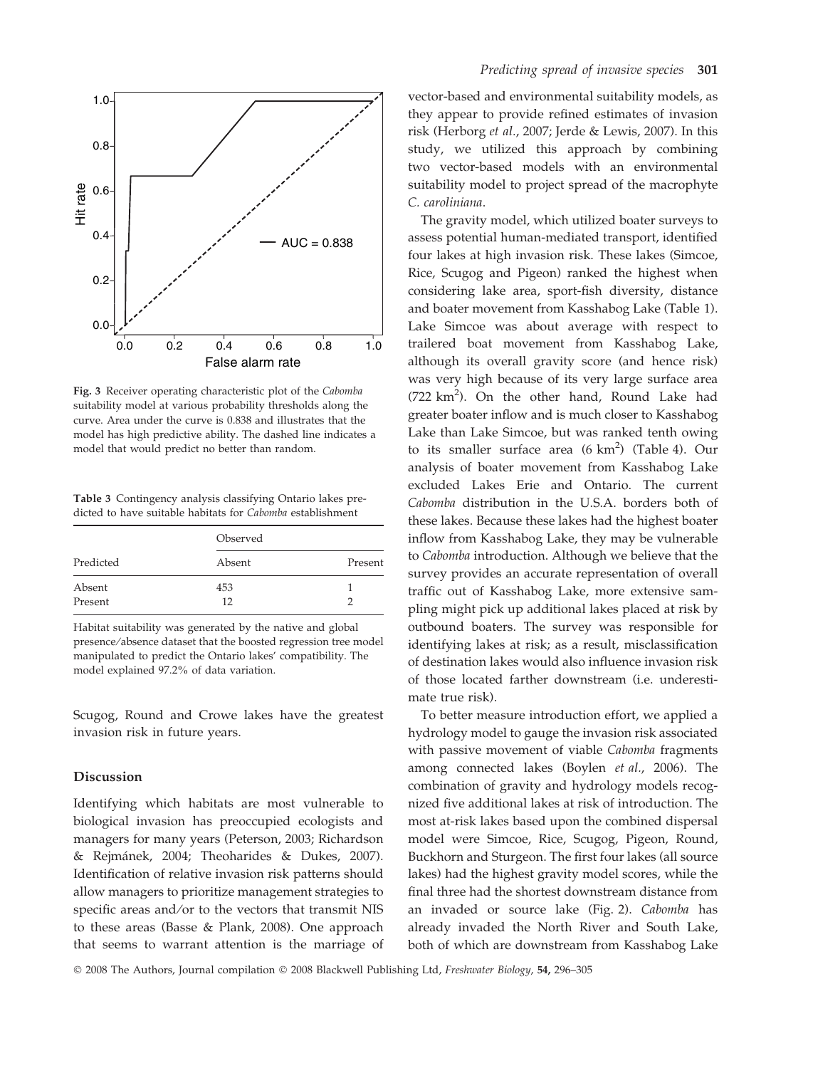Fig. 3 Receiver operating characteristic plot of the *Cabomba* suitability model at various probability thresholds along the curve. Area under the curve is 0.838 and illustrates that the model has high predictive ability. The dashed line indicates a model that would predict no better than random.

Table 3 Contingency analysis classifying Ontario lakes predicted to have suitable habitats for *Cabomba* establishment

| | Observed | |
|---|---|---|
| Predicted | Absent | Present |
| Absent | 453 | 1 |
| Present | 12 | 2 |

Habitat suitability was generated by the native and global presence/absence dataset that the boosted regression tree model manipulated to predict the Ontario lakes' compatibility. The model explained 97.2% of data variation.

Scugog, Round and Crowe lakes have the greatest invasion risk in future years.

## Discussion

Identifying which habitats are most vulnerable to biological invasion has preoccupied ecologists and managers for many years (Peterson, 2003; Richardson & Rejmánek, 2004; Theoharides & Dukes, 2007). Identification of relative invasion risk patterns should allow managers to prioritize management strategies to specific areas and/or to the vectors that transmit NIS to these areas (Basse & Plank, 2008). One approach that seems to warrant attention is the marriage of vector-based and environmental suitability models, as they appear to provide refined estimates of invasion risk (Herborg *et al.*, 2007; Jerde & Lewis, 2007). In this study, we utilized this approach by combining two vector-based models with an environmental suitability model to project spread of the macrophyte *C. caroliniana*.

The gravity model, which utilized boater surveys to assess potential human-mediated transport, identified four lakes at high invasion risk. These lakes (Simcoe, Rice, Scugog and Pigeon) ranked the highest when considering lake area, sport-fish diversity, distance and boater movement from Kasshabog Lake (Table 1). Lake Simcoe was about average with respect to trailered boat movement from Kasshabog Lake, although its overall gravity score (and hence risk) was very high because of its very large surface area (722 km$^2$). On the other hand, Round Lake had greater boater inflow and is much closer to Kasshabog Lake than Lake Simcoe, but was ranked tenth owing to its smaller surface area (6 km$^2$) (Table 4). Our analysis of boater movement from Kasshabog Lake excluded Lakes Erie and Ontario. The current *Cabomba* distribution in the U.S.A. borders both of these lakes. Because these lakes had the highest boater inflow from Kasshabog Lake, they may be vulnerable to *Cabomba* introduction. Although we believe that the survey provides an accurate representation of overall traffic out of Kasshabog Lake, more extensive sampling might pick up additional lakes placed at risk by outbound boaters. The survey was responsible for identifying lakes at risk; as a result, misclassification of destination lakes would also influence invasion risk of those located farther downstream (i.e. underestimate true risk).

To better measure introduction effort, we applied a hydrology model to gauge the invasion risk associated with passive movement of viable *Cabomba* fragments among connected lakes (Boylen *et al.*, 2006). The combination of gravity and hydrology models recognized five additional lakes at risk of introduction. The most at-risk lakes based upon the combined dispersal model were Simcoe, Rice, Scugog, Pigeon, Round, Buckhorn and Sturgeon. The first four lakes (all source lakes) had the highest gravity model scores, while the final three had the shortest downstream distance from an invaded or source lake (Fig. 2). *Cabomba* has already invaded the North River and South Lake, both of which are downstream from Kasshabog Lake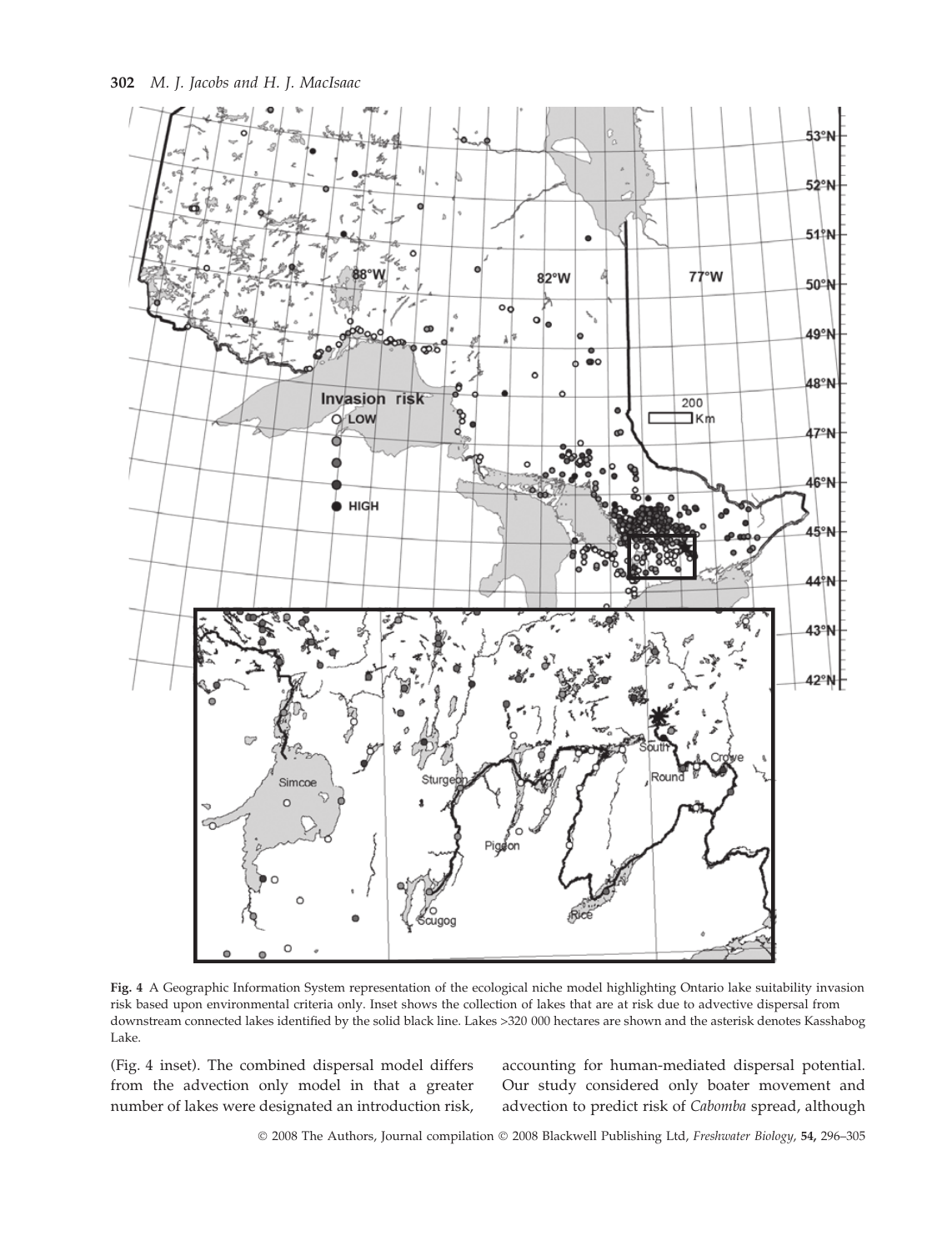**Fig. 4** A Geographic Information System representation of the ecological niche model highlighting Ontario lake suitability invasion risk based upon environmental criteria only. Inset shows the collection of lakes that are at risk due to advective dispersal from downstream connected lakes identified by the solid black line. Lakes >320 000 hectares are shown and the asterisk denotes Kasshabog Lake.

(Fig. 4 inset). The combined dispersal model differs from the advection only model in that a greater number of lakes were designated an introduction risk, accounting for human-mediated dispersal potential. Our study considered only boater movement and advection to predict risk of *Cabomba* spread, although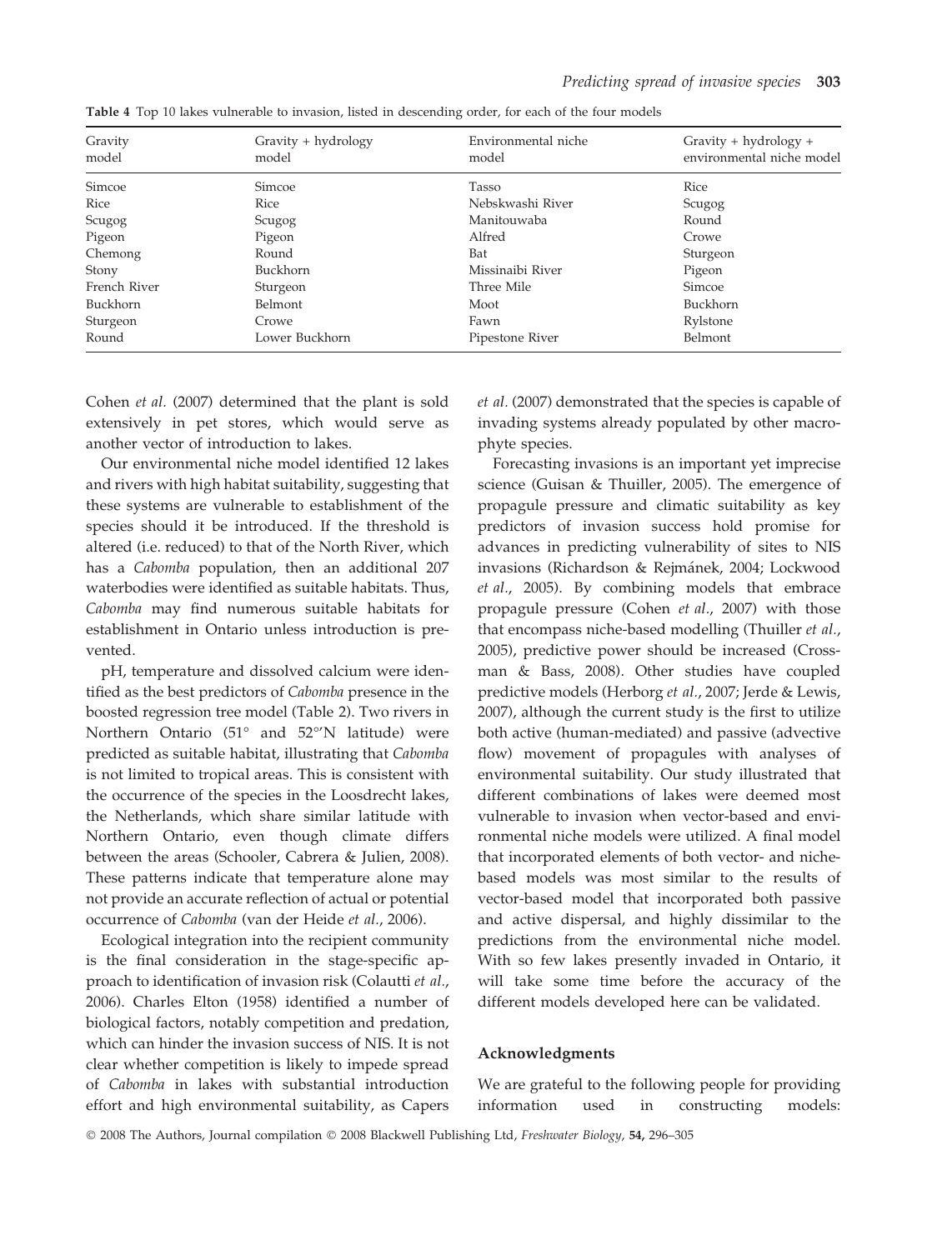Table 4 Top 10 lakes vulnerable to invasion, listed in descending order, for each of the four models

| Gravity model | Gravity + hydrology model | Environmental niche model | Gravity + hydrology + environmental niche model |
|---|---|---|---|
| Simcoe | Simcoe | Tasso | Rice |
| Rice | Rice | Nebskwashi River | Scugog |
| Scugog | Scugog | Manitouwaba | Round |
| Pigeon | Pigeon | Alfred | Crowe |
| Chemong | Round | Bat | Sturgeon |
| Stony | Buckhorn | Missinaibi River | Pigeon |
| French River | Sturgeon | Three Mile | Simcoe |
| Buckhorn | Belmont | Moot | Buckhorn |
| Sturgeon | Crowe | Fawn | Rylstone |
| Round | Lower Buckhorn | Pipestone River | Belmont |

Cohen *et al.* (2007) determined that the plant is sold extensively in pet stores, which would serve as another vector of introduction to lakes.

Our environmental niche model identified 12 lakes and rivers with high habitat suitability, suggesting that these systems are vulnerable to establishment of the species should it be introduced. If the threshold is altered (i.e. reduced) to that of the North River, which has a *Cabomba* population, then an additional 207 waterbodies were identified as suitable habitats. Thus, *Cabomba* may find numerous suitable habitats for establishment in Ontario unless introduction is prevented.

pH, temperature and dissolved calcium were identified as the best predictors of *Cabomba* presence in the boosted regression tree model (Table 2). Two rivers in Northern Ontario (51° and 52°′N latitude) were predicted as suitable habitat, illustrating that *Cabomba* is not limited to tropical areas. This is consistent with the occurrence of the species in the Loosdrecht lakes, the Netherlands, which share similar latitude with Northern Ontario, even though climate differs between the areas (Schooler, Cabrera & Julien, 2008). These patterns indicate that temperature alone may not provide an accurate reflection of actual or potential occurrence of *Cabomba* (van der Heide *et al.*, 2006).

Ecological integration into the recipient community is the final consideration in the stage-specific approach to identification of invasion risk (Colautti *et al.*, 2006). Charles Elton (1958) identified a number of biological factors, notably competition and predation, which can hinder the invasion success of NIS. It is not clear whether competition is likely to impede spread of *Cabomba* in lakes with substantial introduction effort and high environmental suitability, as Capers *et al.* (2007) demonstrated that the species is capable of invading systems already populated by other macrophyte species.

Forecasting invasions is an important yet imprecise science (Guisan & Thuiller, 2005). The emergence of propagule pressure and climatic suitability as key predictors of invasion success hold promise for advances in predicting vulnerability of sites to NIS invasions (Richardson & Rejmánek, 2004; Lockwood *et al.*, 2005). By combining models that embrace propagule pressure (Cohen *et al.*, 2007) with those that encompass niche-based modelling (Thuiller *et al.*, 2005), predictive power should be increased (Crossman & Bass, 2008). Other studies have coupled predictive models (Herborg *et al.*, 2007; Jerde & Lewis, 2007), although the current study is the first to utilize both active (human-mediated) and passive (advective flow) movement of propagules with analyses of environmental suitability. Our study illustrated that different combinations of lakes were deemed most vulnerable to invasion when vector-based and environmental niche models were utilized. A final model that incorporated elements of both vector- and niche-based models was most similar to the results of vector-based model that incorporated both passive and active dispersal, and highly dissimilar to the predictions from the environmental niche model. With so few lakes presently invaded in Ontario, it will take some time before the accuracy of the different models developed here can be validated.

## Acknowledgments

We are grateful to the following people for providing information used in constructing models: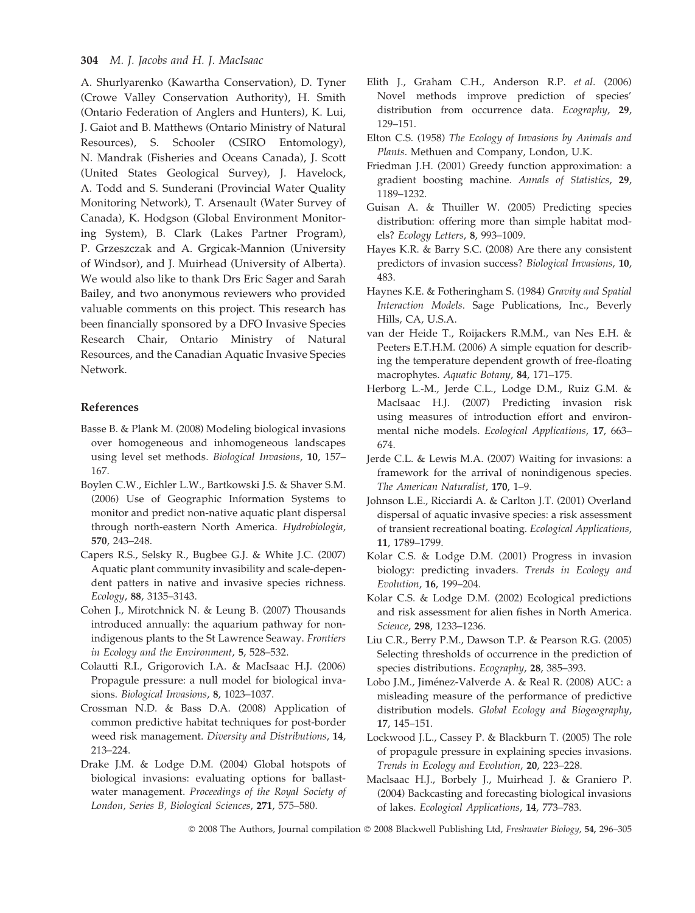A. Shurlyarenko (Kawartha Conservation), D. Tyner (Crowe Valley Conservation Authority), H. Smith (Ontario Federation of Anglers and Hunters), K. Lui, J. Gaiot and B. Matthews (Ontario Ministry of Natural Resources), S. Schooler (CSIRO Entomology), N. Mandrak (Fisheries and Oceans Canada), J. Scott (United States Geological Survey), J. Havelock, A. Todd and S. Sunderani (Provincial Water Quality Monitoring Network), T. Arsenault (Water Survey of Canada), K. Hodgson (Global Environment Monitoring System), B. Clark (Lakes Partner Program), P. Grzeszczak and A. Grgicak-Mannion (University of Windsor), and J. Muirhead (University of Alberta). We would also like to thank Drs Eric Sager and Sarah Bailey, and two anonymous reviewers who provided valuable comments on this project. This research has been financially sponsored by a DFO Invasive Species Research Chair, Ontario Ministry of Natural Resources, and the Canadian Aquatic Invasive Species Network.

## References

Basse B. & Plank M. (2008) Modeling biological invasions over homogeneous and inhomogeneous landscapes using level set methods. *Biological Invasions*, **10**, 157–167.

Boylen C.W., Eichler L.W., Bartkowski J.S. & Shaver S.M. (2006) Use of Geographic Information Systems to monitor and predict non-native aquatic plant dispersal through north-eastern North America. *Hydrobiologia*, **570**, 243–248.

Capers R.S., Selsky R., Bugbee G.J. & White J.C. (2007) Aquatic plant community invasibility and scale-dependent patterns in native and invasive species richness. *Ecology*, **88**, 3135–3143.

Cohen J., Mirotchnick N. & Leung B. (2007) Thousands introduced annually: the aquarium pathway for non-indigenous plants to the St Lawrence Seaway. *Frontiers in Ecology and the Environment*, **5**, 528–532.

Colautti R.I., Grigorovich I.A. & MacIsaac H.J. (2006) Propagule pressure: a null model for biological invasions. *Biological Invasions*, **8**, 1023–1037.

Crossman N.D. & Bass D.A. (2008) Application of common predictive habitat techniques for post-border weed risk management. *Diversity and Distributions*, **14**, 213–224.

Drake J.M. & Lodge D.M. (2004) Global hotspots of biological invasions: evaluating options for ballast-water management. *Proceedings of the Royal Society of London, Series B, Biological Sciences*, **271**, 575–580.

Elith J., Graham C.H., Anderson R.P. *et al.* (2006) Novel methods improve prediction of species' distribution from occurrence data. *Ecography*, **29**, 129–151.

Elton C.S. (1958) *The Ecology of Invasions by Animals and Plants*. Methuen and Company, London, U.K.

Friedman J.H. (2001) Greedy function approximation: a gradient boosting machine. *Annals of Statistics*, **29**, 1189–1232.

Guisan A. & Thuiller W. (2005) Predicting species distribution: offering more than simple habitat models? *Ecology Letters*, **8**, 993–1009.

Hayes K.R. & Barry S.C. (2008) Are there any consistent predictors of invasion success? *Biological Invasions*, **10**, 483.

Haynes K.E. & Fotheringham S. (1984) *Gravity and Spatial Interaction Models*. Sage Publications, Inc., Beverly Hills, CA, U.S.A.

van der Heide T., Roijackers R.M.M., van Nes E.H. & Peeters E.T.H.M. (2006) A simple equation for describing the temperature dependent growth of free-floating macrophytes. *Aquatic Botany*, **84**, 171–175.

Herborg L.-M., Jerde C.L., Lodge D.M., Ruiz G.M. & MacIsaac H.J. (2007) Predicting invasion risk using measures of introduction effort and environmental niche models. *Ecological Applications*, **17**, 663–674.

Jerde C.L. & Lewis M.A. (2007) Waiting for invasions: a framework for the arrival of nonindigenous species. *The American Naturalist*, **170**, 1–9.

Johnson L.E., Ricciardi A. & Carlton J.T. (2001) Overland dispersal of aquatic invasive species: a risk assessment of transient recreational boating. *Ecological Applications*, **11**, 1789–1799.

Kolar C.S. & Lodge D.M. (2001) Progress in invasion biology: predicting invaders. *Trends in Ecology and Evolution*, **16**, 199–204.

Kolar C.S. & Lodge D.M. (2002) Ecological predictions and risk assessment for alien fishes in North America. *Science*, **298**, 1233–1236.

Liu C.R., Berry P.M., Dawson T.P. & Pearson R.G. (2005) Selecting thresholds of occurrence in the prediction of species distributions. *Ecography*, **28**, 385–393.

Lobo J.M., Jiménez-Valverde A. & Real R. (2008) AUC: a misleading measure of the performance of predictive distribution models. *Global Ecology and Biogeography*, **17**, 145–151.

Lockwood J.L., Cassey P. & Blackburn T. (2005) The role of propagule pressure in explaining species invasions. *Trends in Ecology and Evolution*, **20**, 223–228.

MacIsaac H.J., Borbely J., Muirhead J. & Graniero P. (2004) Backcasting and forecasting biological invasions of lakes. *Ecological Applications*, **14**, 773–783.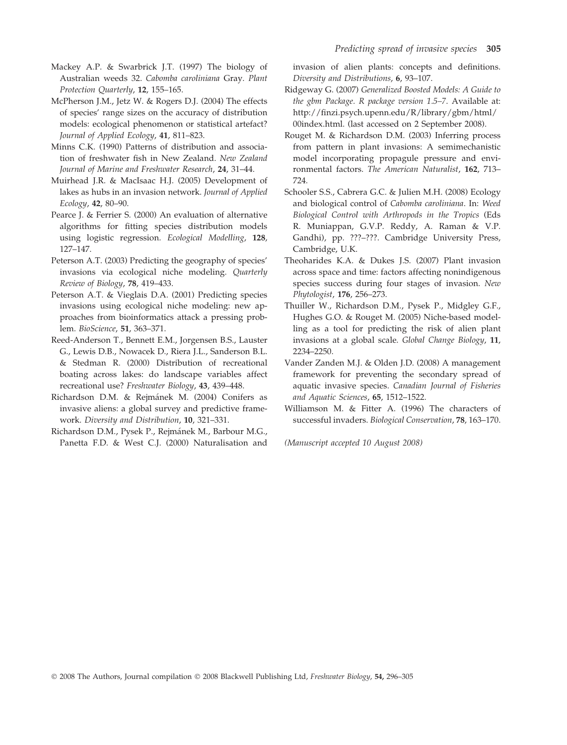Mackey A.P. & Swarbrick J.T. (1997) The biology of Australian weeds 32. *Cabomba caroliniana* Gray. *Plant Protection Quarterly*, **12**, 155–165.

McPherson J.M., Jetz W. & Rogers D.J. (2004) The effects of species' range sizes on the accuracy of distribution models: ecological phenomenon or statistical artefact? *Journal of Applied Ecology*, **41**, 811–823.

Minns C.K. (1990) Patterns of distribution and association of freshwater fish in New Zealand. *New Zealand Journal of Marine and Freshwater Research*, **24**, 31–44.

Muirhead J.R. & MacIsaac H.J. (2005) Development of lakes as hubs in an invasion network. *Journal of Applied Ecology*, **42**, 80–90.

Pearce J. & Ferrier S. (2000) An evaluation of alternative algorithms for fitting species distribution models using logistic regression. *Ecological Modelling*, **128**, 127–147.

Peterson A.T. (2003) Predicting the geography of species' invasions via ecological niche modeling. *Quarterly Review of Biology*, **78**, 419–433.

Peterson A.T. & Vieglais D.A. (2001) Predicting species invasions using ecological niche modeling: new approaches from bioinformatics attack a pressing problem. *BioScience*, **51**, 363–371.

Reed-Anderson T., Bennett E.M., Jorgensen B.S., Lauster G., Lewis D.B., Nowacek D., Riera J.L., Sanderson B.L. & Stedman R. (2000) Distribution of recreational boating across lakes: do landscape variables affect recreational use? *Freshwater Biology*, **43**, 439–448.

Richardson D.M. & Rejmánek M. (2004) Conifers as invasive aliens: a global survey and predictive framework. *Diversity and Distribution*, **10**, 321–331.

Richardson D.M., Pysek P., Rejmánek M., Barbour M.G., Panetta F.D. & West C.J. (2000) Naturalisation and invasion of alien plants: concepts and definitions. *Diversity and Distributions*, **6**, 93–107.

Ridgeway G. (2007) *Generalized Boosted Models: A Guide to the gbm Package. R package version 1.5–7*. Available at: http://finzi.psych.upenn.edu/R/library/gbm/html/00index.html. (last accessed on 2 September 2008).

Rouget M. & Richardson D.M. (2003) Inferring process from pattern in plant invasions: A semimechanistic model incorporating propagule pressure and environmental factors. *The American Naturalist*, **162**, 713–724.

Schooler S.S., Cabrera G.C. & Julien M.H. (2008) Ecology and biological control of *Cabomba caroliniana*. In: *Weed Biological Control with Arthropods in the Tropics* (Eds R. Muniappan, G.V.P. Reddy, A. Raman & V.P. Gandhi), pp. ???–???. Cambridge University Press, Cambridge, U.K.

Theoharides K.A. & Dukes J.S. (2007) Plant invasion across space and time: factors affecting nonindigenous species success during four stages of invasion. *New Phytologist*, **176**, 256–273.

Thuiller W., Richardson D.M., Pysek P., Midgley G.F., Hughes G.O. & Rouget M. (2005) Niche-based modelling as a tool for predicting the risk of alien plant invasions at a global scale. *Global Change Biology*, **11**, 2234–2250.

Vander Zanden M.J. & Olden J.D. (2008) A management framework for preventing the secondary spread of aquatic invasive species. *Canadian Journal of Fisheries and Aquatic Sciences*, **65**, 1512–1522.

Williamson M. & Fitter A. (1996) The characters of successful invaders. *Biological Conservation*, **78**, 163–170.

*(Manuscript accepted 10 August 2008)*